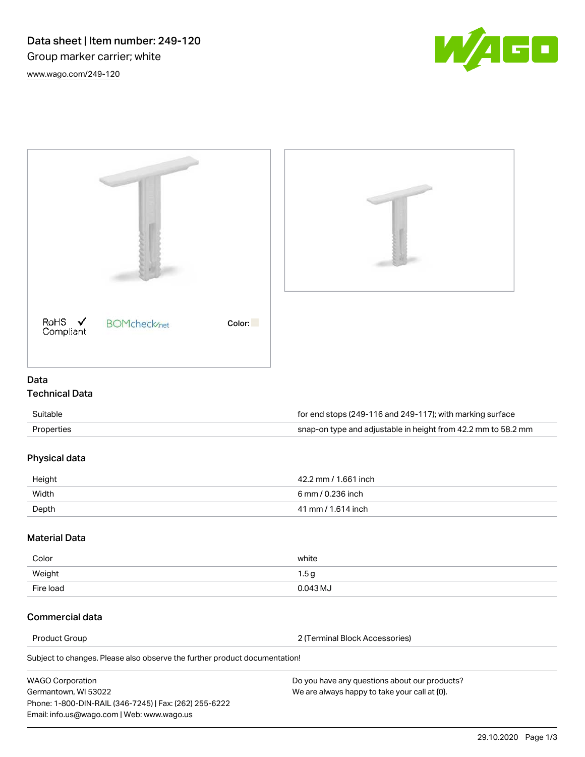# Data sheet | Item number: 249-120

Group marker carrier; white

www.wago.com/249-120

RoHS ✓ Compliant    BOMcheck.net    Color:

## Data

### Technical Data

| | |
|---|---|
| Suitable | for end stops (249-116 and 249-117); with marking surface |
| Properties | snap-on type and adjustable in height from 42.2 mm to 58.2 mm |

### Physical data

| | |
|---|---|
| Height | 42.2 mm / 1.661 inch |
| Width | 6 mm / 0.236 inch |
| Depth | 41 mm / 1.614 inch |

### Material Data

| | |
|---|---|
| Color | white |
| Weight | 1.5 g |
| Fire load | 0.043 MJ |

### Commercial data

| | |
|---|---|
| Product Group | 2 (Terminal Block Accessories) |

Subject to changes. Please also observe the further product documentation!

WAGO Corporation
Germantown, WI 53022
Phone: 1-800-DIN-RAIL (346-7245) | Fax: (262) 255-6222
Email: info.us@wago.com | Web: www.wago.us

Do you have any questions about our products?
We are always happy to take your call at {0}.

29.10.2020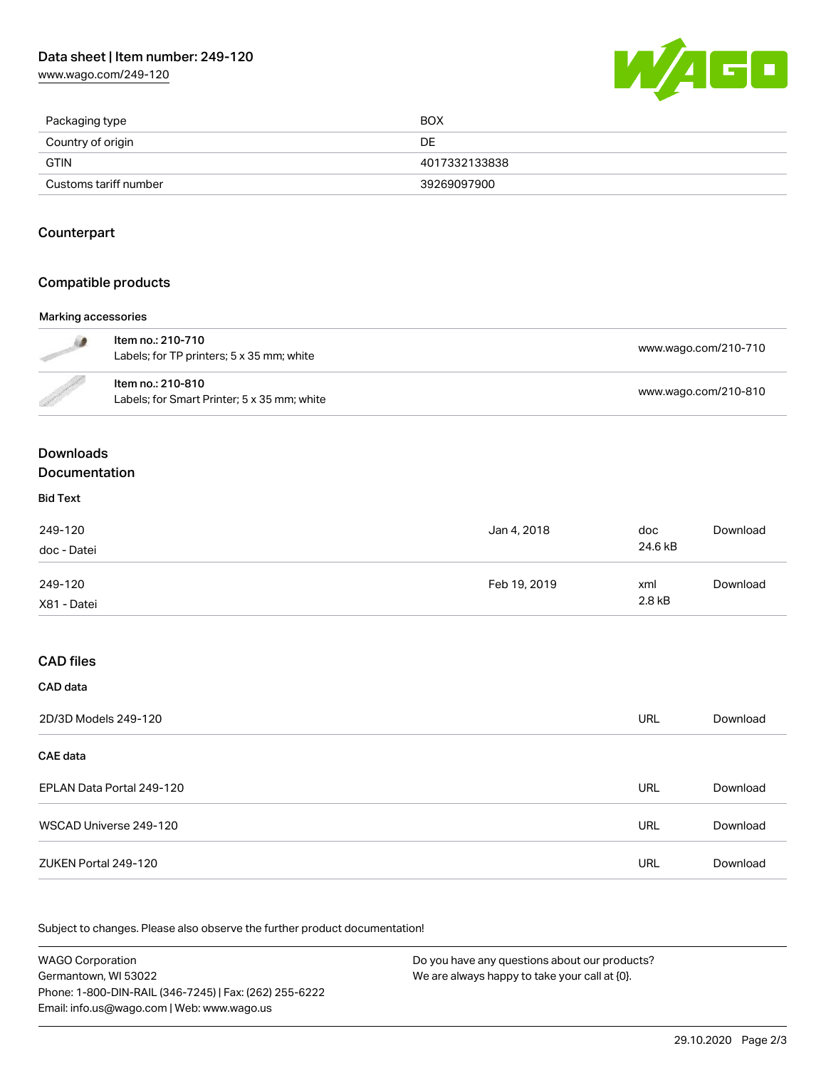| Packaging type | BOX |
| --- | --- |
| Country of origin | DE |
| GTIN | 4017332133838 |
| Customs tariff number | 39269097900 |

## Counterpart

## Compatible products

### Marking accessories

| | | |
| --- | --- | --- |
| | **Item no.: 210-710**<br>Labels; for TP printers; 5 x 35 mm; white | www.wago.com/210-710 |
| | **Item no.: 210-810**<br>Labels; for Smart Printer; 5 x 35 mm; white | www.wago.com/210-810 |

## Downloads
## Documentation

### Bid Text

| | | | |
| --- | --- | --- | --- |
| 249-120<br>doc - Datei | Jan 4, 2018 | doc<br>24.6 kB | Download |
| 249-120<br>X81 - Datei | Feb 19, 2019 | xml<br>2.8 kB | Download |

## CAD files

### CAD data

| | | |
| --- | --- | --- |
| 2D/3D Models 249-120 | URL | Download |

### CAE data

| | | |
| --- | --- | --- |
| EPLAN Data Portal 249-120 | URL | Download |
| WSCAD Universe 249-120 | URL | Download |
| ZUKEN Portal 249-120 | URL | Download |

Subject to changes. Please also observe the further product documentation!

WAGO Corporation
Germantown, WI 53022
Phone: 1-800-DIN-RAIL (346-7245) | Fax: (262) 255-6222
Email: info.us@wago.com | Web: www.wago.us

Do you have any questions about our products?
We are always happy to take your call at {0}.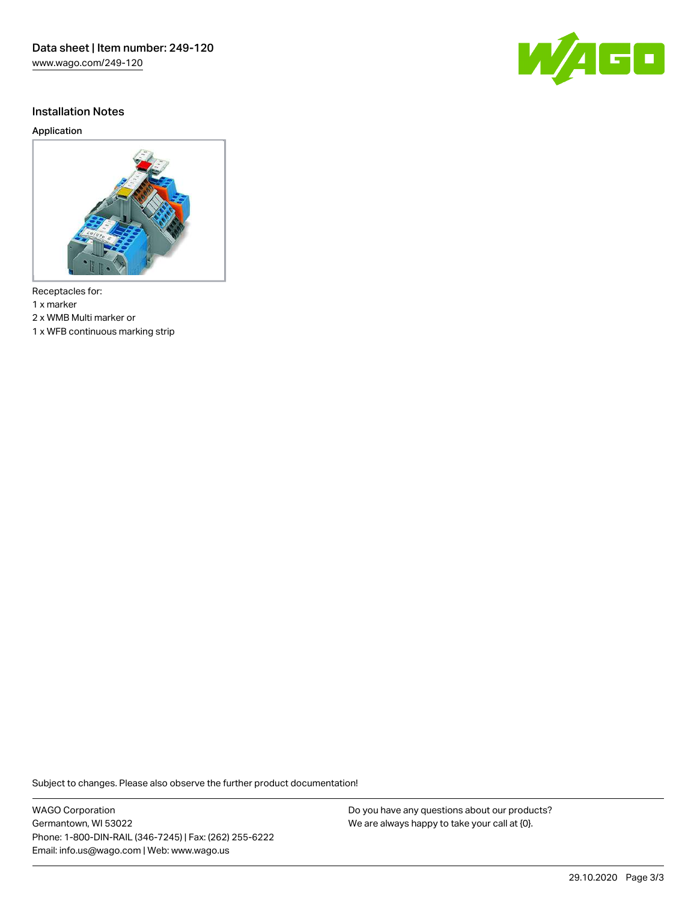## Installation Notes

### Application

Receptacles for:
1 x marker
2 x WMB Multi marker or
1 x WFB continuous marking strip

Subject to changes. Please also observe the further product documentation!

WAGO Corporation
Germantown, WI 53022
Phone: 1-800-DIN-RAIL (346-7245) | Fax: (262) 255-6222
Email: info.us@wago.com | Web: www.wago.us

Do you have any questions about our products?
We are always happy to take your call at {0}.